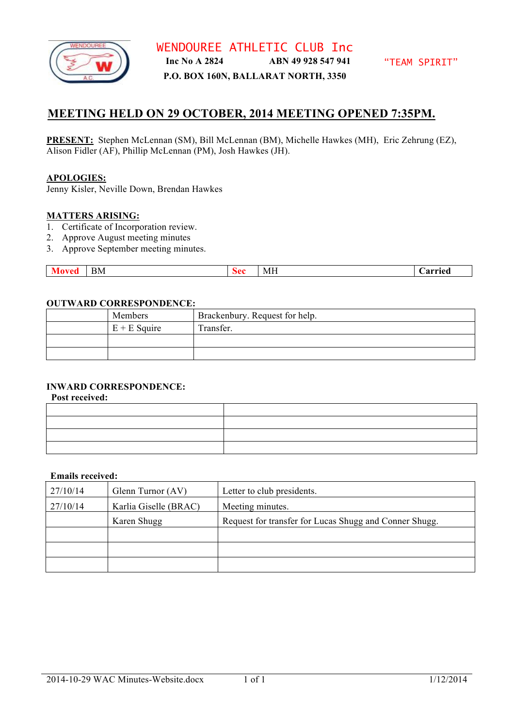# WENDOUREE ATHLETIC CLUB Inc

**Inc No A 2824** **ABN 49 928 547 941** "TEAM SPIRIT"

**P.O. BOX 160N, BALLARAT NORTH, 3350**

## MEETING HELD ON 29 OCTOBER, 2014 MEETING OPENED 7:35PM.

**PRESENT:** Stephen McLennan (SM), Bill McLennan (BM), Michelle Hawkes (MH), Eric Zehrung (EZ), Alison Fidler (AF), Phillip McLennan (PM), Josh Hawkes (JH).

**APOLOGIES:**
Jenny Kisler, Neville Down, Brendan Hawkes

**MATTERS ARISING:**

1. Certificate of Incorporation review.
2. Approve August meeting minutes
3. Approve September meeting minutes.

| Moved | BM | Sec | MH | Carried |
|---|---|---|---|---|

**OUTWARD CORRESPONDENCE:**

| | | |
|---|---|---|
| | Members | Brackenbury. Request for help. |
| | E + E Squire | Transfer. |
| | | |
| | | |

**INWARD CORRESPONDENCE:**

**Post received:**

| | |
|---|---|
| | |
| | |
| | |
| | |

**Emails received:**

| | | |
|---|---|---|
| 27/10/14 | Glenn Turnor (AV) | Letter to club presidents. |
| 27/10/14 | Karlia Giselle (BRAC) | Meeting minutes. |
| | Karen Shugg | Request for transfer for Lucas Shugg and Conner Shugg. |
| | | |
| | | |
| | | |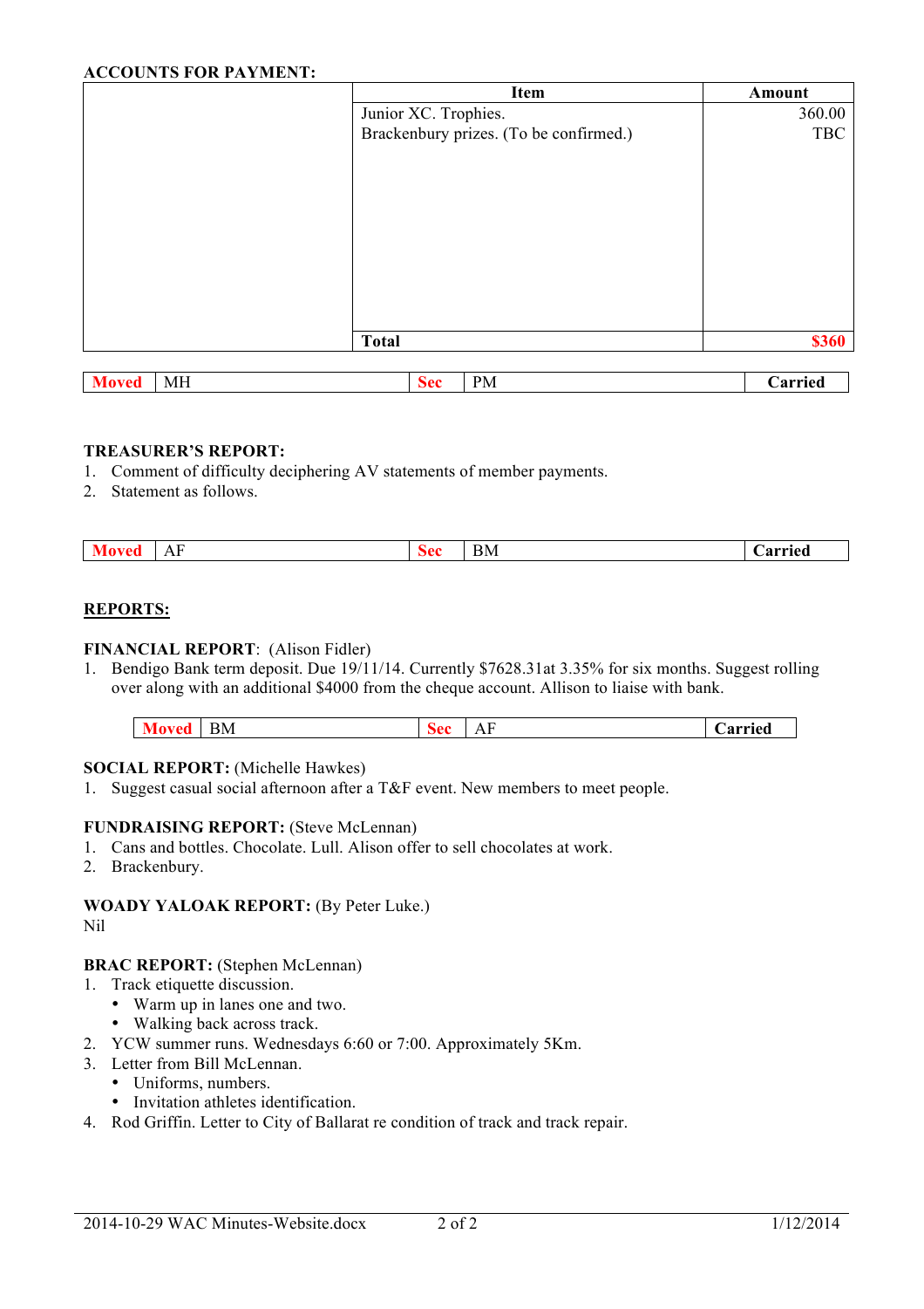**ACCOUNTS FOR PAYMENT:**

| | Item | Amount |
|---|---|---|
| | Junior XC. Trophies. | 360.00 |
| | Brackenbury prizes. (To be confirmed.) | TBC |
| | **Total** | **$360** |

| **Moved** | MH | **Sec** | PM | **Carried** |
|---|---|---|---|---|

**TREASURER'S REPORT:**

1. Comment of difficulty deciphering AV statements of member payments.
2. Statement as follows.

| **Moved** | AF | **Sec** | BM | **Carried** |
|---|---|---|---|---|

**REPORTS:**

**FINANCIAL REPORT**: (Alison Fidler)

1. Bendigo Bank term deposit. Due 19/11/14. Currently $7628.31at 3.35% for six months. Suggest rolling over along with an additional $4000 from the cheque account. Allison to liaise with bank.

| **Moved** | BM | **Sec** | AF | **Carried** |
|---|---|---|---|---|

**SOCIAL REPORT:** (Michelle Hawkes)

1. Suggest casual social afternoon after a T&F event. New members to meet people.

**FUNDRAISING REPORT:** (Steve McLennan)

1. Cans and bottles. Chocolate. Lull. Alison offer to sell chocolates at work.
2. Brackenbury.

**WOADY YALOAK REPORT:** (By Peter Luke.)

Nil

**BRAC REPORT:** (Stephen McLennan)

1. Track etiquette discussion.
   - Warm up in lanes one and two.
   - Walking back across track.
2. YCW summer runs. Wednesdays 6:60 or 7:00. Approximately 5Km.
3. Letter from Bill McLennan.
   - Uniforms, numbers.
   - Invitation athletes identification.
4. Rod Griffin. Letter to City of Ballarat re condition of track and track repair.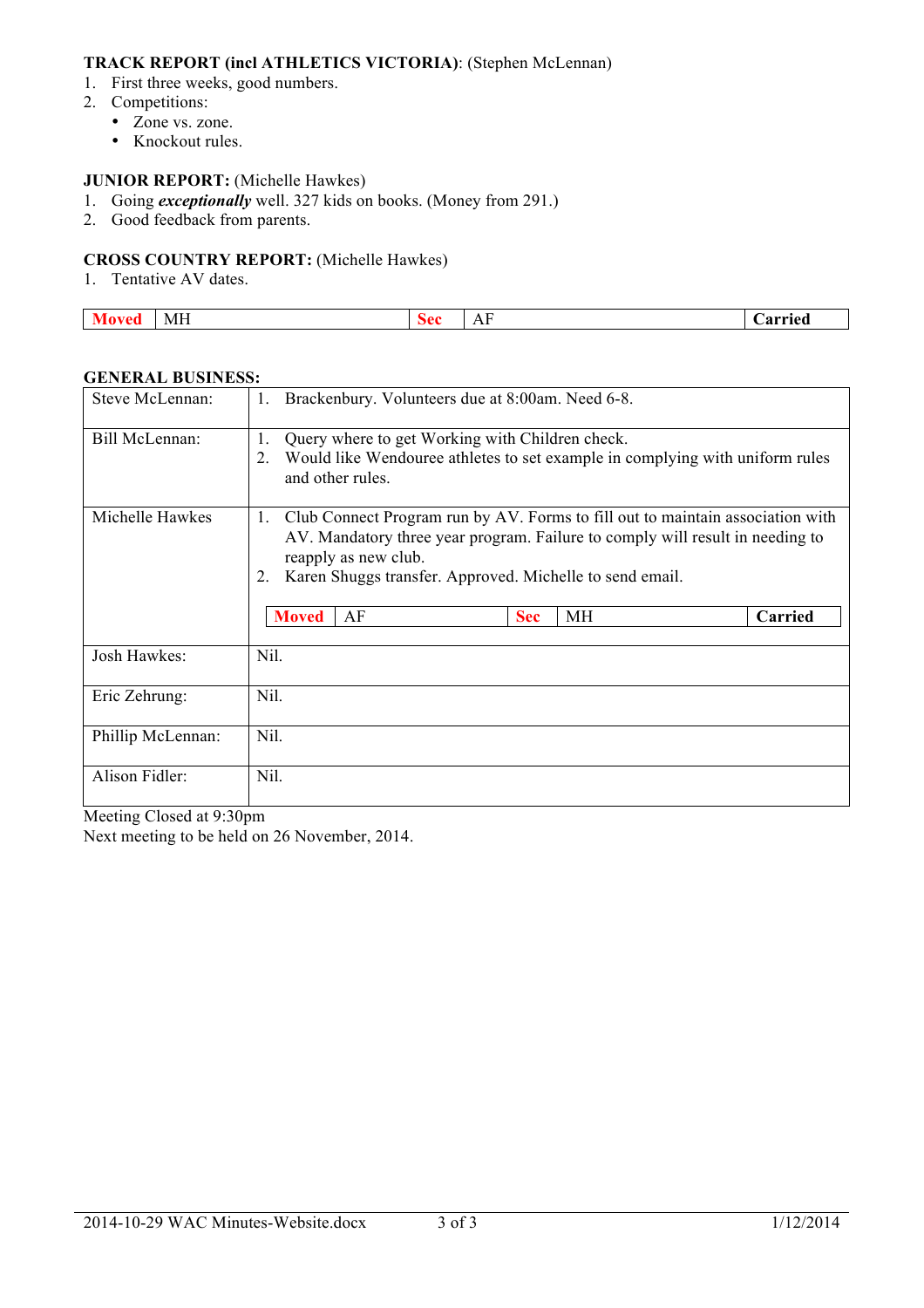**TRACK REPORT (incl ATHLETICS VICTORIA)**: (Stephen McLennan)

1. First three weeks, good numbers.
2. Competitions:
   - Zone vs. zone.
   - Knockout rules.

**JUNIOR REPORT:** (Michelle Hawkes)

1. Going ***exceptionally*** well. 327 kids on books. (Money from 291.)
2. Good feedback from parents.

**CROSS COUNTRY REPORT:** (Michelle Hawkes)

1. Tentative AV dates.

| | | | | |
|---|---|---|---|---|
| **Moved** | MH | **Sec** | AF | **Carried** |

**GENERAL BUSINESS:**

| | |
|---|---|
| Steve McLennan: | 1. Brackenbury. Volunteers due at 8:00am. Need 6-8. |
| Bill McLennan: | 1. Query where to get Working with Children check.<br>2. Would like Wendouree athletes to set example in complying with uniform rules and other rules. |
| Michelle Hawkes | 1. Club Connect Program run by AV. Forms to fill out to maintain association with AV. Mandatory three year program. Failure to comply will result in needing to reapply as new club.<br>2. Karen Shuggs transfer. Approved. Michelle to send email.<br>**Moved** AF **Sec** MH **Carried** |
| Josh Hawkes: | Nil. |
| Eric Zehrung: | Nil. |
| Phillip McLennan: | Nil. |
| Alison Fidler: | Nil. |

Meeting Closed at 9:30pm

Next meeting to be held on 26 November, 2014.